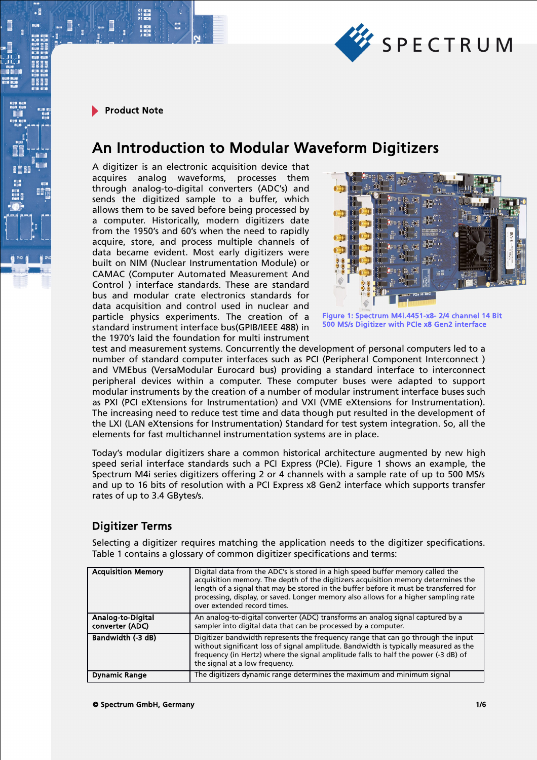Product Note

# An Introduction to Modular Waveform Digitizers

A digitizer is an electronic acquisition device that acquires analog waveforms, processes them through analog-to-digital converters (ADC's) and sends the digitized sample to a buffer, which allows them to be saved before being processed by a computer. Historically, modern digitizers date from the 1950's and 60's when the need to rapidly acquire, store, and process multiple channels of data became evident. Most early digitizers were built on NIM (Nuclear Instrumentation Module) or CAMAC (Computer Automated Measurement And Control ) interface standards. These are standard bus and modular crate electronics standards for data acquisition and control used in nuclear and particle physics experiments. The creation of a standard instrument interface bus(GPIB/IEEE 488) in the 1970's laid the foundation for multi instrument test and measurement systems. Concurrently the development of personal computers led to a number of standard computer interfaces such as PCI (Peripheral Component Interconnect ) and VMEbus (VersaModular Eurocard bus) providing a standard interface to interconnect peripheral devices within a computer. These computer buses were adapted to support modular instruments by the creation of a number of modular instrument interface buses such as PXI (PCI eXtensions for Instrumentation) and VXI (VME eXtensions for Instrumentation). The increasing need to reduce test time and data though put resulted in the development of the LXI (LAN eXtensions for Instrumentation) Standard for test system integration. So, all the elements for fast multichannel instrumentation systems are in place.

Figure 1: Spectrum M4i.4451-x8- 2/4 channel 14 Bit 500 MS/s Digitizer with PCIe x8 Gen2 interface

Today's modular digitizers share a common historical architecture augmented by new high speed serial interface standards such a PCI Express (PCIe). Figure 1 shows an example, the Spectrum M4i series digitizers offering 2 or 4 channels with a sample rate of up to 500 MS/s and up to 16 bits of resolution with a PCI Express x8 Gen2 interface which supports transfer rates of up to 3.4 GBytes/s.

## Digitizer Terms

Selecting a digitizer requires matching the application needs to the digitizer specifications. Table 1 contains a glossary of common digitizer specifications and terms:

| | |
|---|---|
| **Acquisition Memory** | Digital data from the ADC's is stored in a high speed buffer memory called the acquisition memory. The depth of the digitizers acquisition memory determines the length of a signal that may be stored in the buffer before it must be transferred for processing, display, or saved. Longer memory also allows for a higher sampling rate over extended record times. |
| **Analog-to-Digital converter (ADC)** | An analog-to-digital converter (ADC) transforms an analog signal captured by a sampler into digital data that can be processed by a computer. |
| **Bandwidth (-3 dB)** | Digitizer bandwidth represents the frequency range that can go through the input without significant loss of signal amplitude. Bandwidth is typically measured as the frequency (in Hertz) where the signal amplitude falls to half the power (-3 dB) of the signal at a low frequency. |
| **Dynamic Range** | The digitizers dynamic range determines the maximum and minimum signal |

© Spectrum GmbH, Germany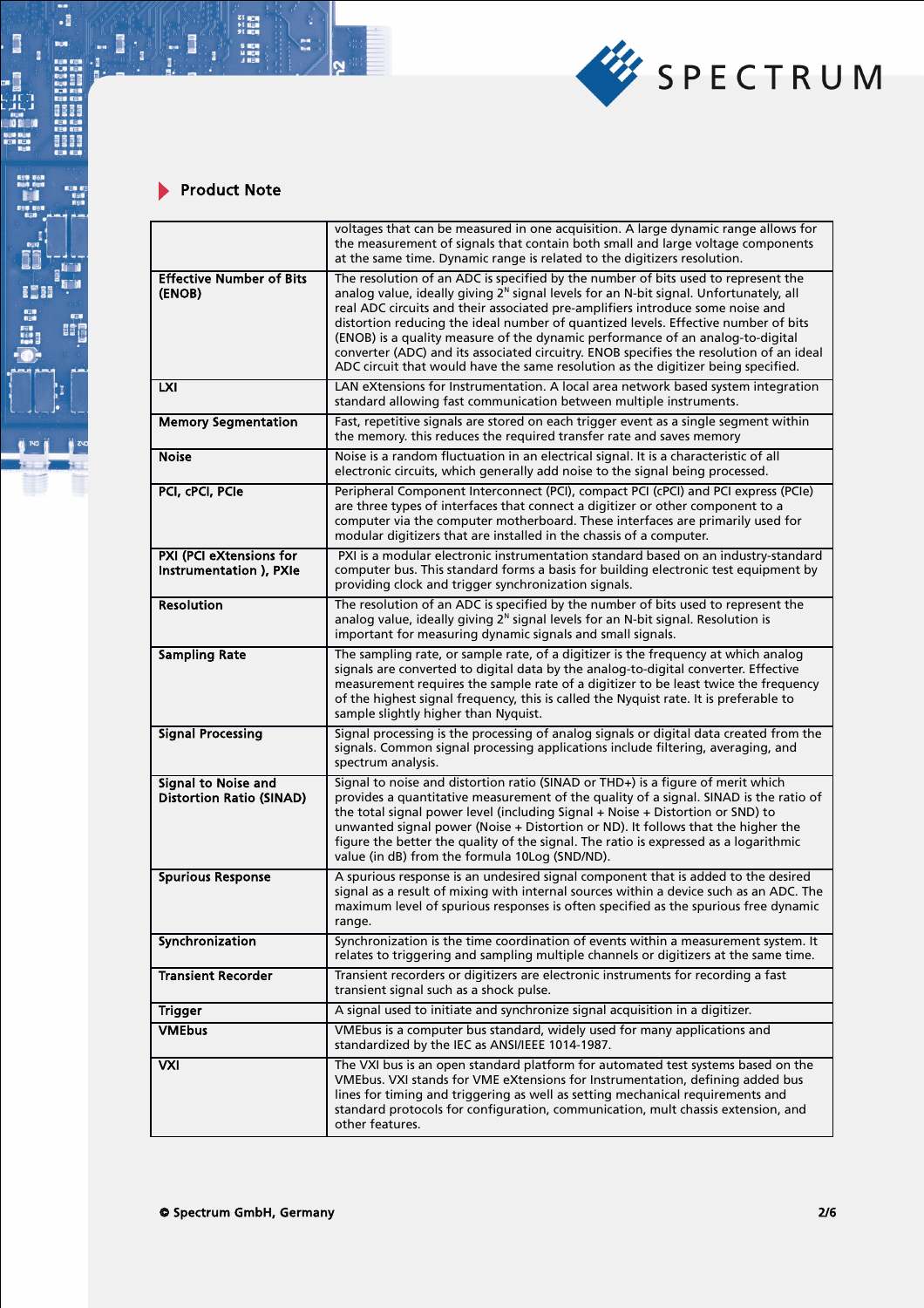**Product Note**

| | |
|---|---|
| | voltages that can be measured in one acquisition. A large dynamic range allows for the measurement of signals that contain both small and large voltage components at the same time. Dynamic range is related to the digitizers resolution. |
| **Effective Number of Bits (ENOB)** | The resolution of an ADC is specified by the number of bits used to represent the analog value, ideally giving $2^N$ signal levels for an N-bit signal. Unfortunately, all real ADC circuits and their associated pre-amplifiers introduce some noise and distortion reducing the ideal number of quantized levels. Effective number of bits (ENOB) is a quality measure of the dynamic performance of an analog-to-digital converter (ADC) and its associated circuitry. ENOB specifies the resolution of an ideal ADC circuit that would have the same resolution as the digitizer being specified. |
| **LXI** | LAN eXtensions for Instrumentation. A local area network based system integration standard allowing fast communication between multiple instruments. |
| **Memory Segmentation** | Fast, repetitive signals are stored on each trigger event as a single segment within the memory. this reduces the required transfer rate and saves memory |
| **Noise** | Noise is a random fluctuation in an electrical signal. It is a characteristic of all electronic circuits, which generally add noise to the signal being processed. |
| **PCI, cPCI, PCIe** | Peripheral Component Interconnect (PCI), compact PCI (cPCI) and PCI express (PCIe) are three types of interfaces that connect a digitizer or other component to a computer via the computer motherboard. These interfaces are primarily used for modular digitizers that are installed in the chassis of a computer. |
| **PXI (PCI eXtensions for Instrumentation ), PXIe** | PXI is a modular electronic instrumentation standard based on an industry-standard computer bus. This standard forms a basis for building electronic test equipment by providing clock and trigger synchronization signals. |
| **Resolution** | The resolution of an ADC is specified by the number of bits used to represent the analog value, ideally giving $2^N$ signal levels for an N-bit signal. Resolution is important for measuring dynamic signals and small signals. |
| **Sampling Rate** | The sampling rate, or sample rate, of a digitizer is the frequency at which analog signals are converted to digital data by the analog-to-digital converter. Effective measurement requires the sample rate of a digitizer to be least twice the frequency of the highest signal frequency, this is called the Nyquist rate. It is preferable to sample slightly higher than Nyquist. |
| **Signal Processing** | Signal processing is the processing of analog signals or digital data created from the signals. Common signal processing applications include filtering, averaging, and spectrum analysis. |
| **Signal to Noise and Distortion Ratio (SINAD)** | Signal to noise and distortion ratio (SINAD or THD+) is a figure of merit which provides a quantitative measurement of the quality of a signal. SINAD is the ratio of the total signal power level (including Signal + Noise + Distortion or SND) to unwanted signal power (Noise + Distortion or ND). It follows that the higher the figure the better the quality of the signal. The ratio is expressed as a logarithmic value (in dB) from the formula 10Log (SND/ND). |
| **Spurious Response** | A spurious response is an undesired signal component that is added to the desired signal as a result of mixing with internal sources within a device such as an ADC. The maximum level of spurious responses is often specified as the spurious free dynamic range. |
| **Synchronization** | Synchronization is the time coordination of events within a measurement system. It relates to triggering and sampling multiple channels or digitizers at the same time. |
| **Transient Recorder** | Transient recorders or digitizers are electronic instruments for recording a fast transient signal such as a shock pulse. |
| **Trigger** | A signal used to initiate and synchronize signal acquisition in a digitizer. |
| **VMEbus** | VMEbus is a computer bus standard, widely used for many applications and standardized by the IEC as ANSI/IEEE 1014-1987. |
| **VXI** | The VXI bus is an open standard platform for automated test systems based on the VMEbus. VXI stands for VME eXtensions for Instrumentation, defining added bus lines for timing and triggering as well as setting mechanical requirements and standard protocols for configuration, communication, mult chassis extension, and other features. |

© Spectrum GmbH, Germany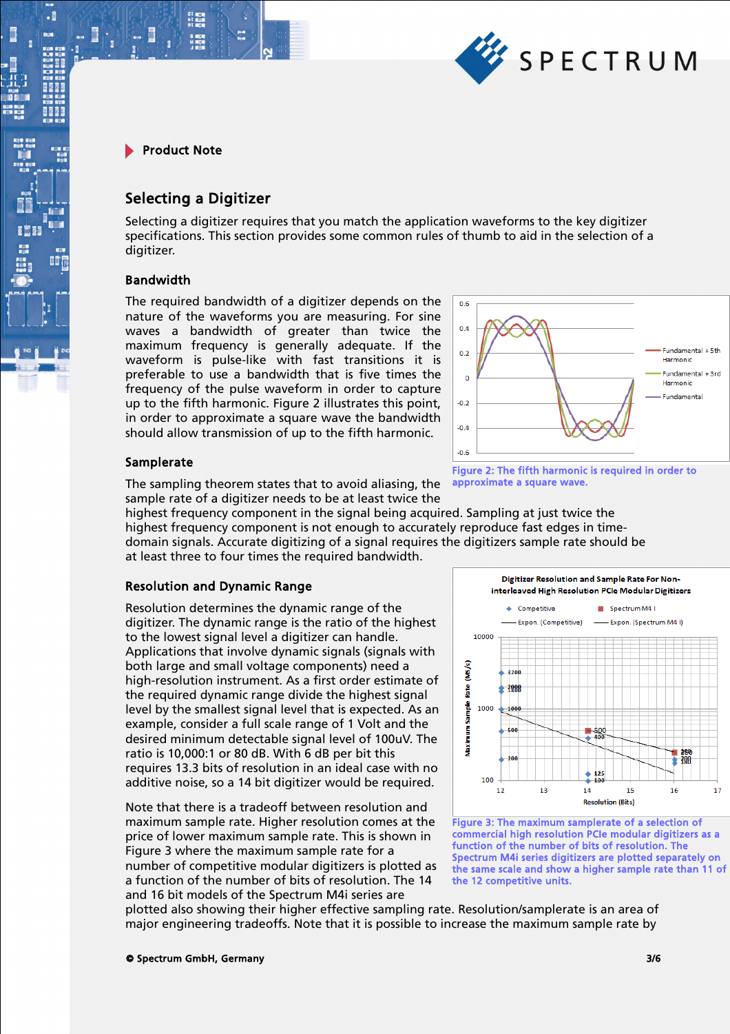## Product Note

## Selecting a Digitizer

Selecting a digitizer requires that you match the application waveforms to the key digitizer specifications. This section provides some common rules of thumb to aid in the selection of a digitizer.

### Bandwidth

The required bandwidth of a digitizer depends on the nature of the waveforms you are measuring. For sine waves a bandwidth of greater than twice the maximum frequency is generally adequate. If the waveform is pulse-like with fast transitions it is preferable to use a bandwidth that is five times the frequency of the pulse waveform in order to capture up to the fifth harmonic. Figure 2 illustrates this point, in order to approximate a square wave the bandwidth should allow transmission of up to the fifth harmonic.

Figure 2: The fifth harmonic is required in order to approximate a square wave.

### Samplerate

The sampling theorem states that to avoid aliasing, the sample rate of a digitizer needs to be at least twice the highest frequency component in the signal being acquired. Sampling at just twice the highest frequency component is not enough to accurately reproduce fast edges in time-domain signals. Accurate digitizing of a signal requires the digitizers sample rate should be at least three to four times the required bandwidth.

### Resolution and Dynamic Range

Resolution determines the dynamic range of the digitizer. The dynamic range is the ratio of the highest to the lowest signal level a digitizer can handle. Applications that involve dynamic signals (signals with both large and small voltage components) need a high-resolution instrument. As a first order estimate of the required dynamic range divide the highest signal level by the smallest signal level that is expected. As an example, consider a full scale range of 1 Volt and the desired minimum detectable signal level of 100uV. The ratio is 10,000:1 or 80 dB. With 6 dB per bit this requires 13.3 bits of resolution in an ideal case with no additive noise, so a 14 bit digitizer would be required.

Note that there is a tradeoff between resolution and maximum sample rate. Higher resolution comes at the price of lower maximum sample rate. This is shown in Figure 3 where the maximum sample rate for a number of competitive modular digitizers is plotted as a function of the number of bits of resolution. The 14 and 16 bit models of the Spectrum M4i series are plotted also showing their higher effective sampling rate. Resolution/samplerate is an area of major engineering tradeoffs. Note that it is possible to increase the maximum sample rate by

Figure 3: The maximum samplerate of a selection of commercial high resolution PCIe modular digitizers as a function of the number of bits of resolution. The Spectrum M4i series digitizers are plotted separately on the same scale and show a higher sample rate than 11 of the 12 competitive units.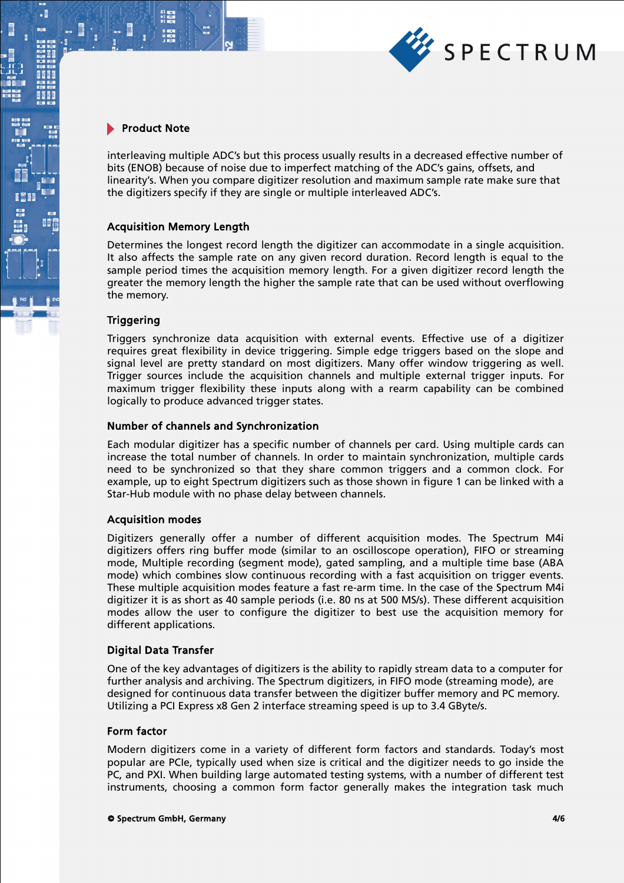interleaving multiple ADC's but this process usually results in a decreased effective number of bits (ENOB) because of noise due to imperfect matching of the ADC's gains, offsets, and linearity's. When you compare digitizer resolution and maximum sample rate make sure that the digitizers specify if they are single or multiple interleaved ADC's.

### Acquisition Memory Length

Determines the longest record length the digitizer can accommodate in a single acquisition. It also affects the sample rate on any given record duration. Record length is equal to the sample period times the acquisition memory length. For a given digitizer record length the greater the memory length the higher the sample rate that can be used without overflowing the memory.

### Triggering

Triggers synchronize data acquisition with external events. Effective use of a digitizer requires great flexibility in device triggering. Simple edge triggers based on the slope and signal level are pretty standard on most digitizers. Many offer window triggering as well. Trigger sources include the acquisition channels and multiple external trigger inputs. For maximum trigger flexibility these inputs along with a rearm capability can be combined logically to produce advanced trigger states.

### Number of channels and Synchronization

Each modular digitizer has a specific number of channels per card. Using multiple cards can increase the total number of channels. In order to maintain synchronization, multiple cards need to be synchronized so that they share common triggers and a common clock. For example, up to eight Spectrum digitizers such as those shown in figure 1 can be linked with a Star-Hub module with no phase delay between channels.

### Acquisition modes

Digitizers generally offer a number of different acquisition modes. The Spectrum M4i digitizers offers ring buffer mode (similar to an oscilloscope operation), FIFO or streaming mode, Multiple recording (segment mode), gated sampling, and a multiple time base (ABA mode) which combines slow continuous recording with a fast acquisition on trigger events. These multiple acquisition modes feature a fast re-arm time. In the case of the Spectrum M4i digitizer it is as short as 40 sample periods (i.e. 80 ns at 500 MS/s). These different acquisition modes allow the user to configure the digitizer to best use the acquisition memory for different applications.

### Digital Data Transfer

One of the key advantages of digitizers is the ability to rapidly stream data to a computer for further analysis and archiving. The Spectrum digitizers, in FIFO mode (streaming mode), are designed for continuous data transfer between the digitizer buffer memory and PC memory. Utilizing a PCI Express x8 Gen 2 interface streaming speed is up to 3.4 GByte/s.

### Form factor

Modern digitizers come in a variety of different form factors and standards. Today's most popular are PCIe, typically used when size is critical and the digitizer needs to go inside the PC, and PXI. When building large automated testing systems, with a number of different test instruments, choosing a common form factor generally makes the integration task much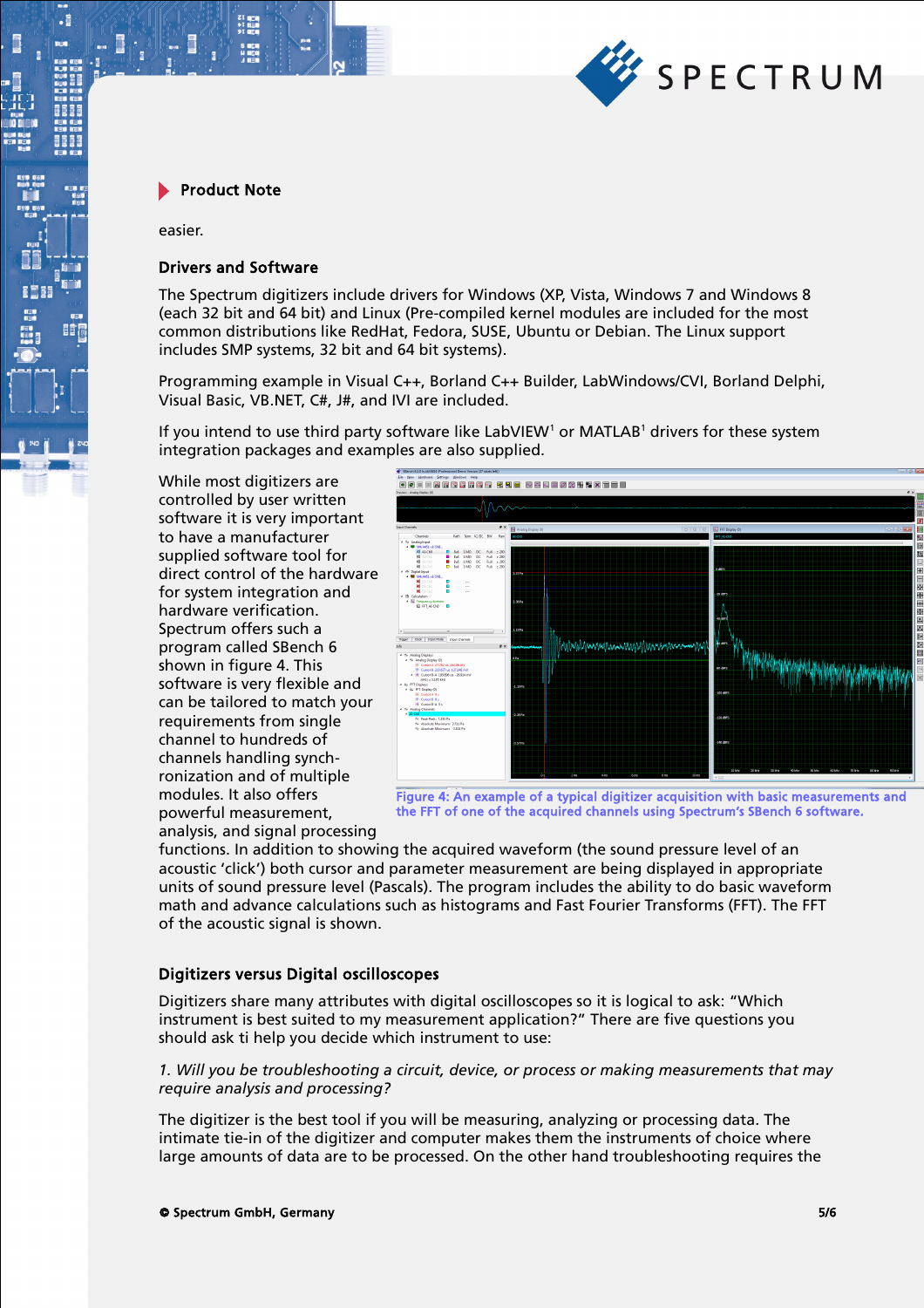easier.

## Drivers and Software

The Spectrum digitizers include drivers for Windows (XP, Vista, Windows 7 and Windows 8 (each 32 bit and 64 bit) and Linux (Pre-compiled kernel modules are included for the most common distributions like RedHat, Fedora, SUSE, Ubuntu or Debian. The Linux support includes SMP systems, 32 bit and 64 bit systems).

Programming example in Visual C++, Borland C++ Builder, LabWindows/CVI, Borland Delphi, Visual Basic, VB.NET, C#, J#, and IVI are included.

If you intend to use third party software like LabVIEW[1] or MATLAB[1] drivers for these system integration packages and examples are also supplied.

While most digitizers are controlled by user written software it is very important to have a manufacturer supplied software tool for direct control of the hardware for system integration and hardware verification. Spectrum offers such a program called SBench 6 shown in figure 4. This software is very flexible and can be tailored to match your requirements from single channel to hundreds of channels handling synchronization and of multiple modules. It also offers powerful measurement, analysis, and signal processing functions. In addition to showing the acquired waveform (the sound pressure level of an acoustic 'click') both cursor and parameter measurement are being displayed in appropriate units of sound pressure level (Pascals). The program includes the ability to do basic waveform math and advance calculations such as histograms and Fast Fourier Transforms (FFT). The FFT of the acoustic signal is shown.

Figure 4: An example of a typical digitizer acquisition with basic measurements and the FFT of one of the acquired channels using Spectrum's SBench 6 software.

## Digitizers versus Digital oscilloscopes

Digitizers share many attributes with digital oscilloscopes so it is logical to ask: "Which instrument is best suited to my measurement application?" There are five questions you should ask ti help you decide which instrument to use:

*1. Will you be troubleshooting a circuit, device, or process or making measurements that may require analysis and processing?*

The digitizer is the best tool if you will be measuring, analyzing or processing data. The intimate tie-in of the digitizer and computer makes them the instruments of choice where large amounts of data are to be processed. On the other hand troubleshooting requires the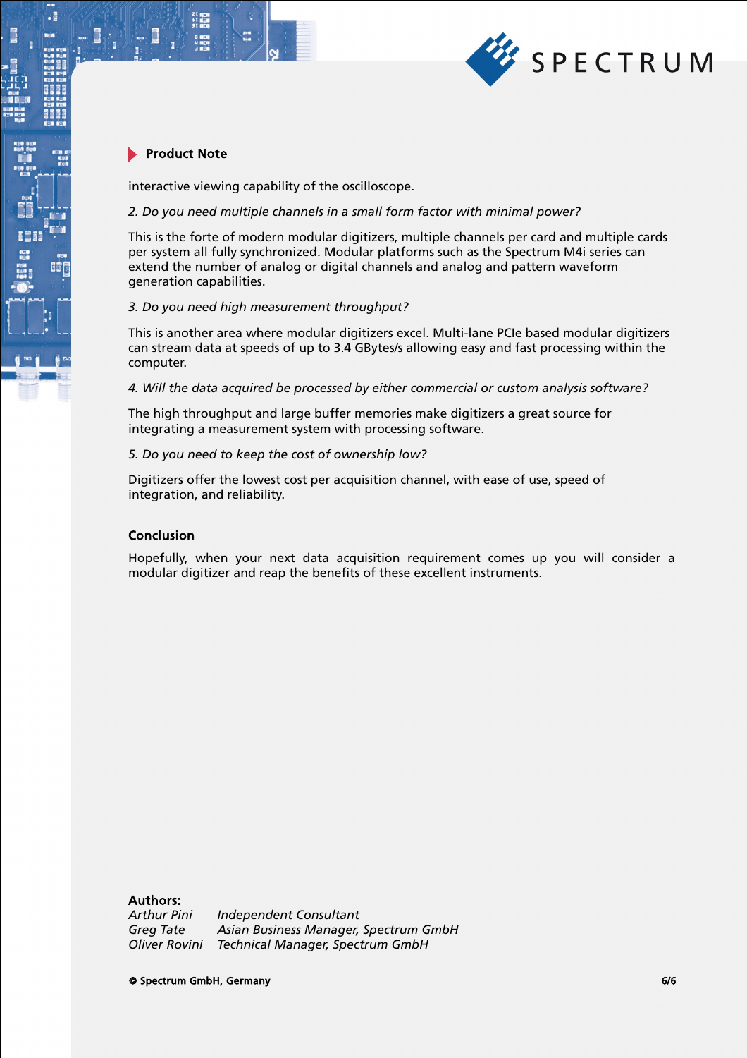interactive viewing capability of the oscilloscope.

*2. Do you need multiple channels in a small form factor with minimal power?*

This is the forte of modern modular digitizers, multiple channels per card and multiple cards per system all fully synchronized. Modular platforms such as the Spectrum M4i series can extend the number of analog or digital channels and analog and pattern waveform generation capabilities.

*3. Do you need high measurement throughput?*

This is another area where modular digitizers excel. Multi-lane PCIe based modular digitizers can stream data at speeds of up to 3.4 GBytes/s allowing easy and fast processing within the computer.

*4. Will the data acquired be processed by either commercial or custom analysis software?*

The high throughput and large buffer memories make digitizers a great source for integrating a measurement system with processing software.

*5. Do you need to keep the cost of ownership low?*

Digitizers offer the lowest cost per acquisition channel, with ease of use, speed of integration, and reliability.

## Conclusion

Hopefully, when your next data acquisition requirement comes up you will consider a modular digitizer and reap the benefits of these excellent instruments.

**Authors:**

| | |
|---|---|
| *Arthur Pini* | *Independent Consultant* |
| *Greg Tate* | *Asian Business Manager, Spectrum GmbH* |
| *Oliver Rovini* | *Technical Manager, Spectrum GmbH* |

© Spectrum GmbH, Germany